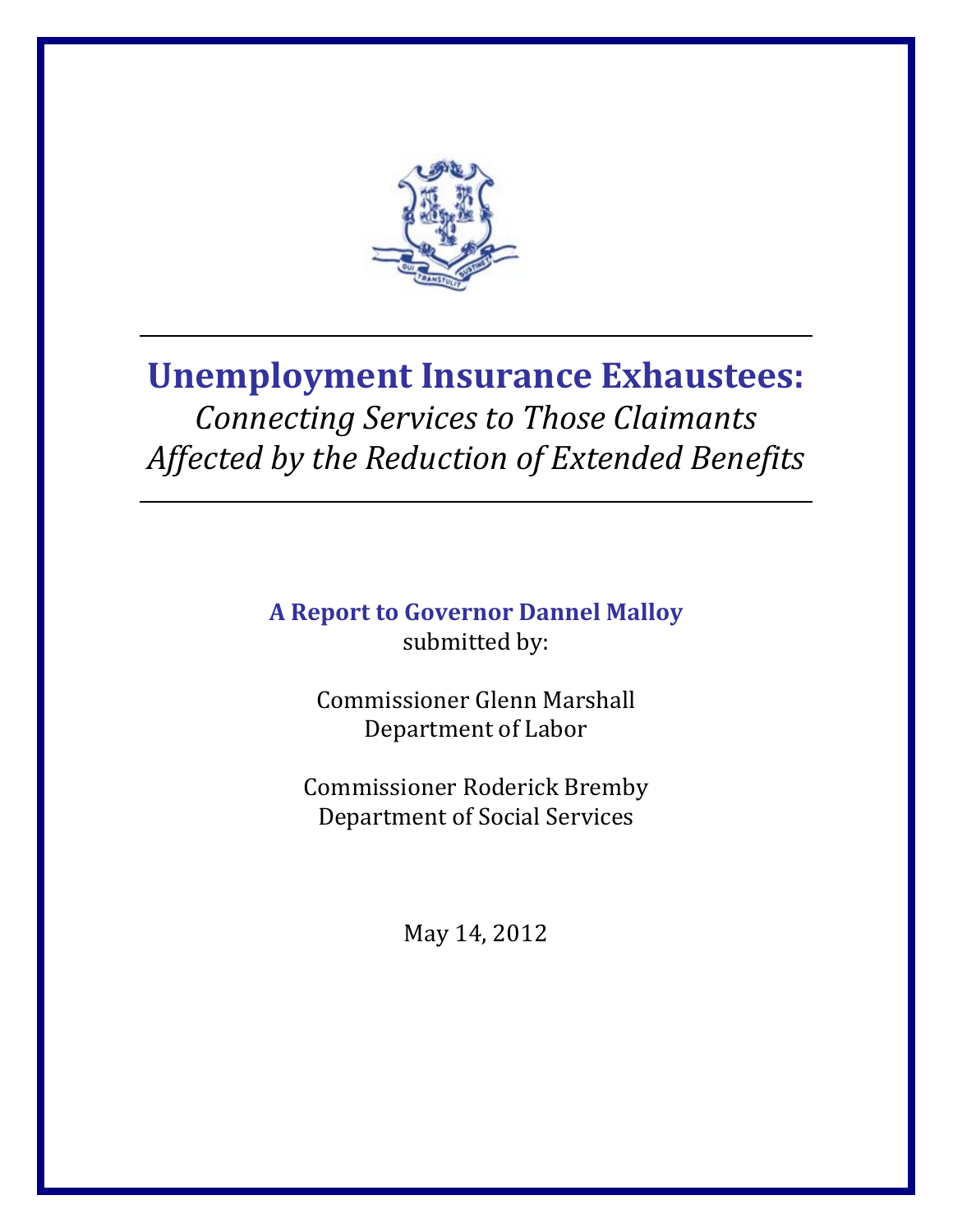# Unemployment Insurance Exhaustees:

*Connecting Services to Those Claimants Affected by the Reduction of Extended Benefits*

**A Report to Governor Dannel Malloy**

submitted by:

Commissioner Glenn Marshall
Department of Labor

Commissioner Roderick Bremby
Department of Social Services

May 14, 2012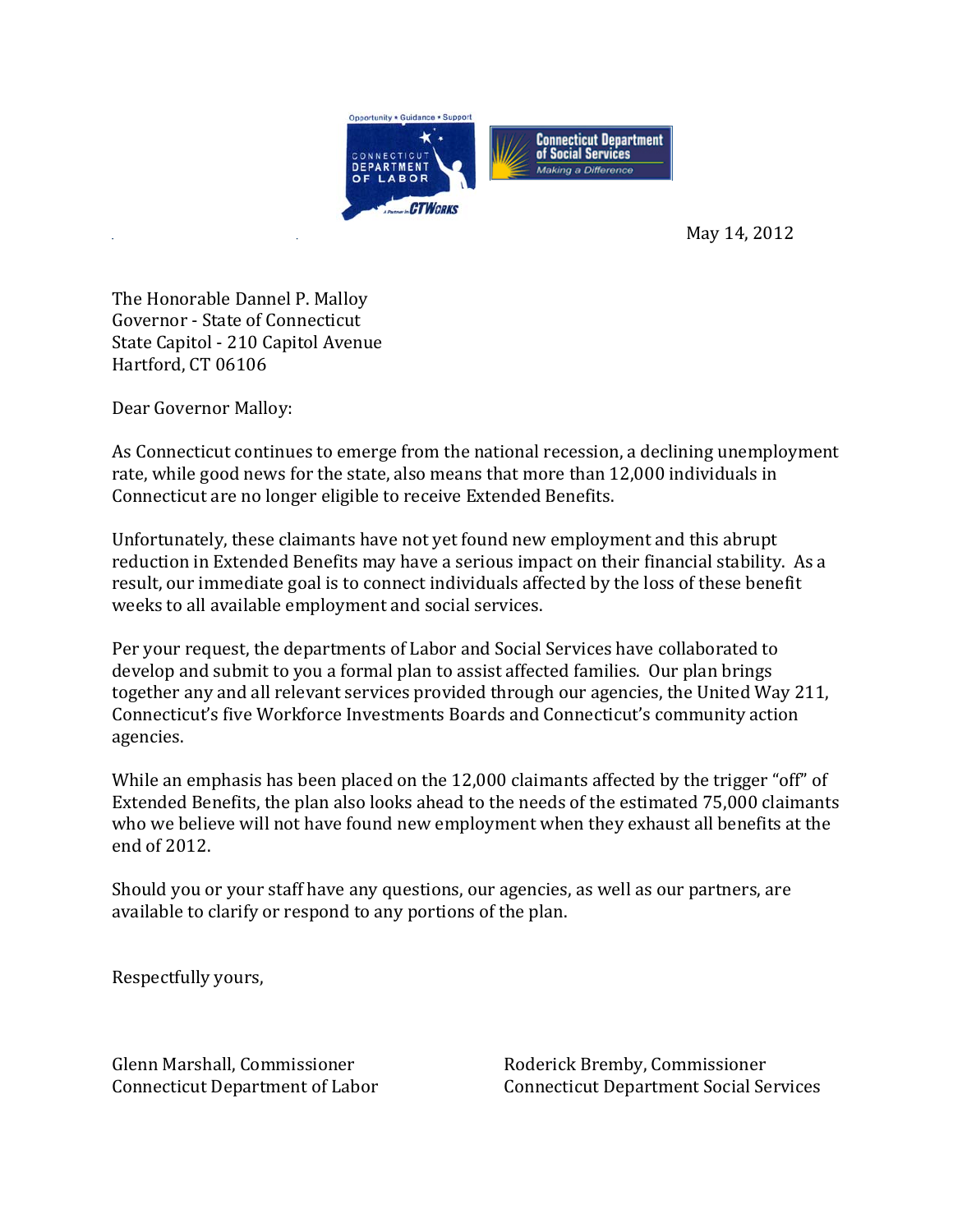May 14, 2012

The Honorable Dannel P. Malloy
Governor - State of Connecticut
State Capitol - 210 Capitol Avenue
Hartford, CT 06106

Dear Governor Malloy:

As Connecticut continues to emerge from the national recession, a declining unemployment rate, while good news for the state, also means that more than 12,000 individuals in Connecticut are no longer eligible to receive Extended Benefits.

Unfortunately, these claimants have not yet found new employment and this abrupt reduction in Extended Benefits may have a serious impact on their financial stability. As a result, our immediate goal is to connect individuals affected by the loss of these benefit weeks to all available employment and social services.

Per your request, the departments of Labor and Social Services have collaborated to develop and submit to you a formal plan to assist affected families. Our plan brings together any and all relevant services provided through our agencies, the United Way 211, Connecticut's five Workforce Investments Boards and Connecticut's community action agencies.

While an emphasis has been placed on the 12,000 claimants affected by the trigger "off" of Extended Benefits, the plan also looks ahead to the needs of the estimated 75,000 claimants who we believe will not have found new employment when they exhaust all benefits at the end of 2012.

Should you or your staff have any questions, our agencies, as well as our partners, are available to clarify or respond to any portions of the plan.

Respectfully yours,

Glenn Marshall, Commissioner
Connecticut Department of Labor

Roderick Bremby, Commissioner
Connecticut Department Social Services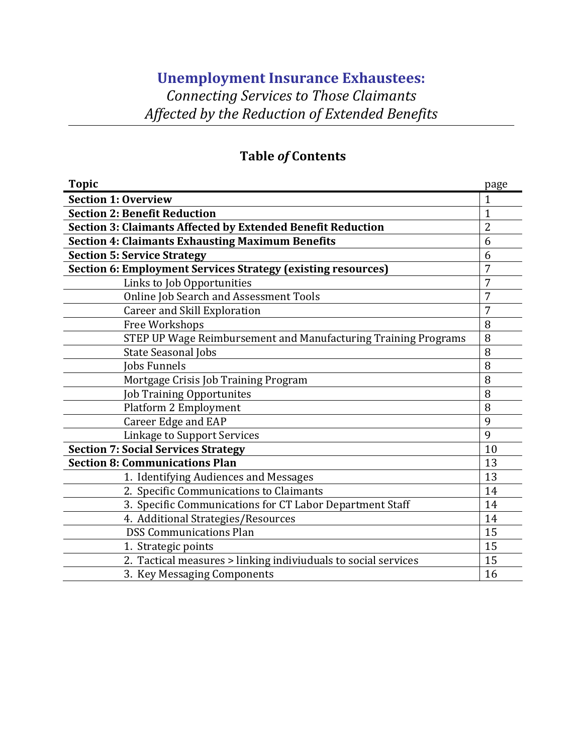# Unemployment Insurance Exhaustees:

*Connecting Services to Those Claimants Affected by the Reduction of Extended Benefits*

## Table *of* Contents

| Topic | page |
|---|---|
| **Section 1: Overview** | 1 |
| **Section 2: Benefit Reduction** | 1 |
| **Section 3: Claimants Affected by Extended Benefit Reduction** | 2 |
| **Section 4: Claimants Exhausting Maximum Benefits** | 6 |
| **Section 5: Service Strategy** | 6 |
| **Section 6: Employment Services Strategy (existing resources)** | 7 |
| Links to Job Opportunities | 7 |
| Online Job Search and Assessment Tools | 7 |
| Career and Skill Exploration | 7 |
| Free Workshops | 8 |
| STEP UP Wage Reimbursement and Manufacturing Training Programs | 8 |
| State Seasonal Jobs | 8 |
| Jobs Funnels | 8 |
| Mortgage Crisis Job Training Program | 8 |
| Job Training Opportunites | 8 |
| Platform 2 Employment | 8 |
| Career Edge and EAP | 9 |
| Linkage to Support Services | 9 |
| **Section 7: Social Services Strategy** | 10 |
| **Section 8: Communications Plan** | 13 |
| 1. Identifying Audiences and Messages | 13 |
| 2. Specific Communications to Claimants | 14 |
| 3. Specific Communications for CT Labor Department Staff | 14 |
| 4. Additional Strategies/Resources | 14 |
| DSS Communications Plan | 15 |
| 1. Strategic points | 15 |
| 2. Tactical measures > linking indiviuduals to social services | 15 |
| 3. Key Messaging Components | 16 |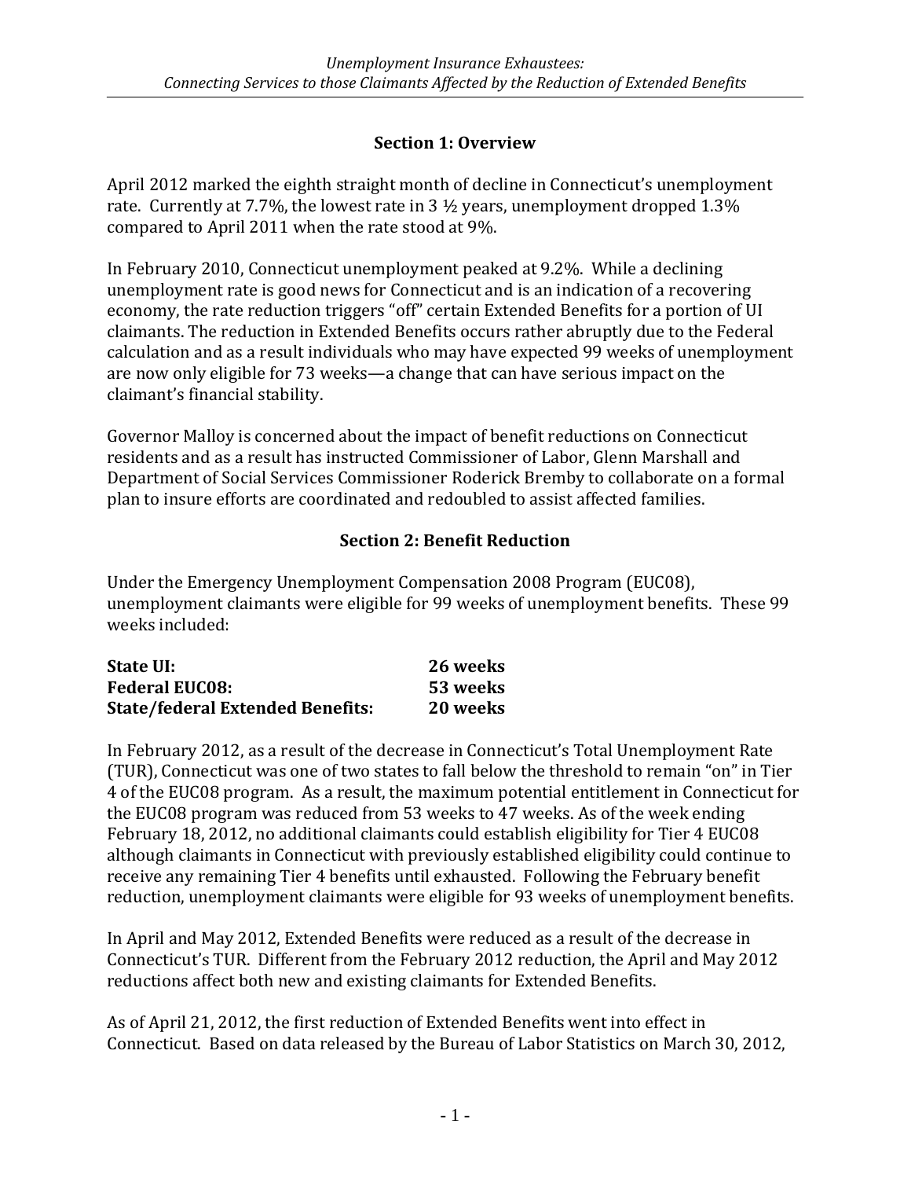## Section 1: Overview

April 2012 marked the eighth straight month of decline in Connecticut's unemployment rate. Currently at 7.7%, the lowest rate in 3 ½ years, unemployment dropped 1.3% compared to April 2011 when the rate stood at 9%.

In February 2010, Connecticut unemployment peaked at 9.2%. While a declining unemployment rate is good news for Connecticut and is an indication of a recovering economy, the rate reduction triggers "off" certain Extended Benefits for a portion of UI claimants. The reduction in Extended Benefits occurs rather abruptly due to the Federal calculation and as a result individuals who may have expected 99 weeks of unemployment are now only eligible for 73 weeks—a change that can have serious impact on the claimant's financial stability.

Governor Malloy is concerned about the impact of benefit reductions on Connecticut residents and as a result has instructed Commissioner of Labor, Glenn Marshall and Department of Social Services Commissioner Roderick Bremby to collaborate on a formal plan to insure efforts are coordinated and redoubled to assist affected families.

## Section 2: Benefit Reduction

Under the Emergency Unemployment Compensation 2008 Program (EUC08), unemployment claimants were eligible for 99 weeks of unemployment benefits. These 99 weeks included:

| | |
|---|---|
| **State UI:** | **26 weeks** |
| **Federal EUC08:** | **53 weeks** |
| **State/federal Extended Benefits:** | **20 weeks** |

In February 2012, as a result of the decrease in Connecticut's Total Unemployment Rate (TUR), Connecticut was one of two states to fall below the threshold to remain "on" in Tier 4 of the EUC08 program. As a result, the maximum potential entitlement in Connecticut for the EUC08 program was reduced from 53 weeks to 47 weeks. As of the week ending February 18, 2012, no additional claimants could establish eligibility for Tier 4 EUC08 although claimants in Connecticut with previously established eligibility could continue to receive any remaining Tier 4 benefits until exhausted. Following the February benefit reduction, unemployment claimants were eligible for 93 weeks of unemployment benefits.

In April and May 2012, Extended Benefits were reduced as a result of the decrease in Connecticut's TUR. Different from the February 2012 reduction, the April and May 2012 reductions affect both new and existing claimants for Extended Benefits.

As of April 21, 2012, the first reduction of Extended Benefits went into effect in Connecticut. Based on data released by the Bureau of Labor Statistics on March 30, 2012,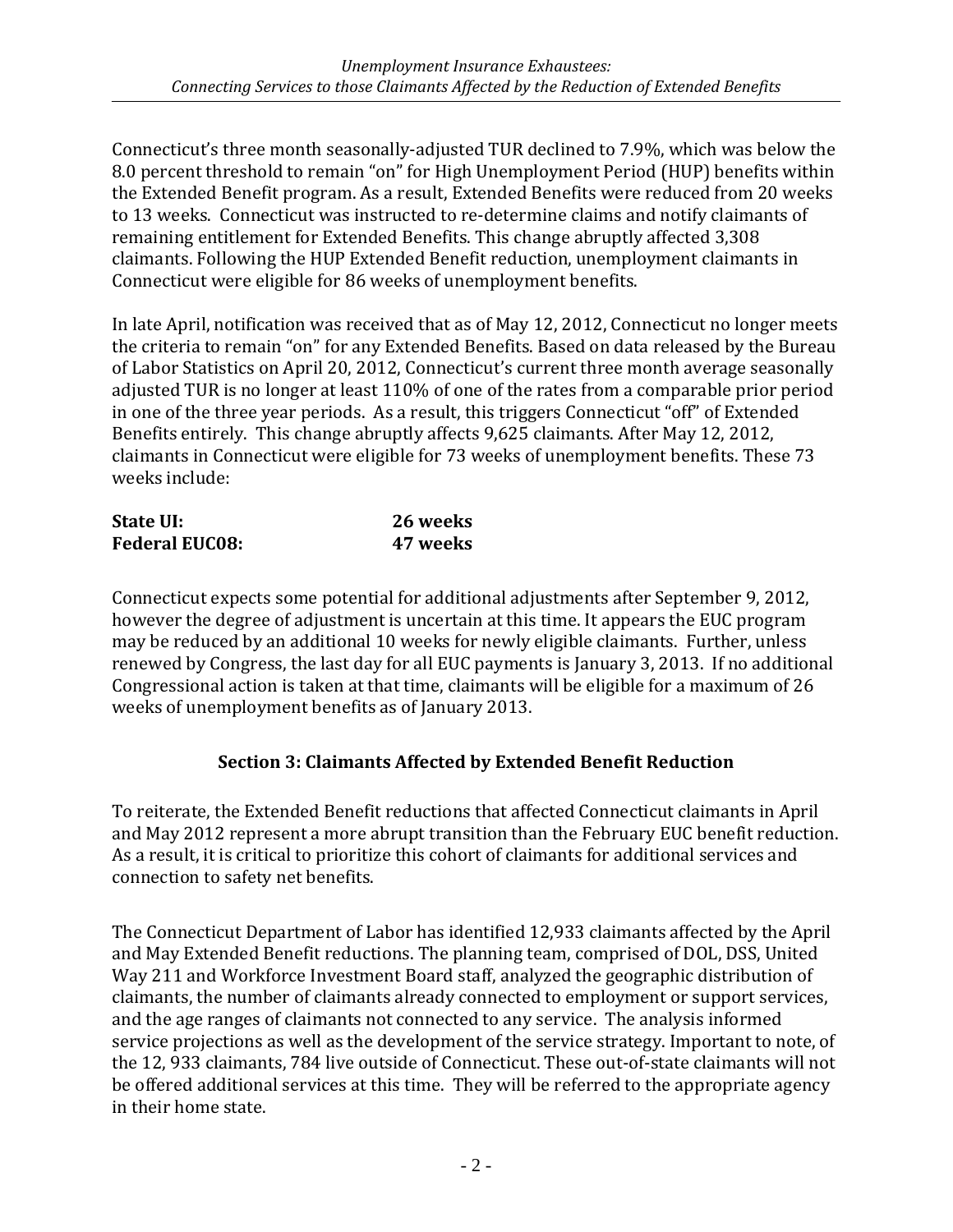Connecticut's three month seasonally-adjusted TUR declined to 7.9%, which was below the 8.0 percent threshold to remain "on" for High Unemployment Period (HUP) benefits within the Extended Benefit program. As a result, Extended Benefits were reduced from 20 weeks to 13 weeks. Connecticut was instructed to re-determine claims and notify claimants of remaining entitlement for Extended Benefits. This change abruptly affected 3,308 claimants. Following the HUP Extended Benefit reduction, unemployment claimants in Connecticut were eligible for 86 weeks of unemployment benefits.

In late April, notification was received that as of May 12, 2012, Connecticut no longer meets the criteria to remain "on" for any Extended Benefits. Based on data released by the Bureau of Labor Statistics on April 20, 2012, Connecticut's current three month average seasonally adjusted TUR is no longer at least 110% of one of the rates from a comparable prior period in one of the three year periods. As a result, this triggers Connecticut "off" of Extended Benefits entirely. This change abruptly affects 9,625 claimants. After May 12, 2012, claimants in Connecticut were eligible for 73 weeks of unemployment benefits. These 73 weeks include:

| | |
|---|---|
| **State UI:** | **26 weeks** |
| **Federal EUC08:** | **47 weeks** |

Connecticut expects some potential for additional adjustments after September 9, 2012, however the degree of adjustment is uncertain at this time. It appears the EUC program may be reduced by an additional 10 weeks for newly eligible claimants. Further, unless renewed by Congress, the last day for all EUC payments is January 3, 2013. If no additional Congressional action is taken at that time, claimants will be eligible for a maximum of 26 weeks of unemployment benefits as of January 2013.

## Section 3: Claimants Affected by Extended Benefit Reduction

To reiterate, the Extended Benefit reductions that affected Connecticut claimants in April and May 2012 represent a more abrupt transition than the February EUC benefit reduction. As a result, it is critical to prioritize this cohort of claimants for additional services and connection to safety net benefits.

The Connecticut Department of Labor has identified 12,933 claimants affected by the April and May Extended Benefit reductions. The planning team, comprised of DOL, DSS, United Way 211 and Workforce Investment Board staff, analyzed the geographic distribution of claimants, the number of claimants already connected to employment or support services, and the age ranges of claimants not connected to any service. The analysis informed service projections as well as the development of the service strategy. Important to note, of the 12, 933 claimants, 784 live outside of Connecticut. These out-of-state claimants will not be offered additional services at this time. They will be referred to the appropriate agency in their home state.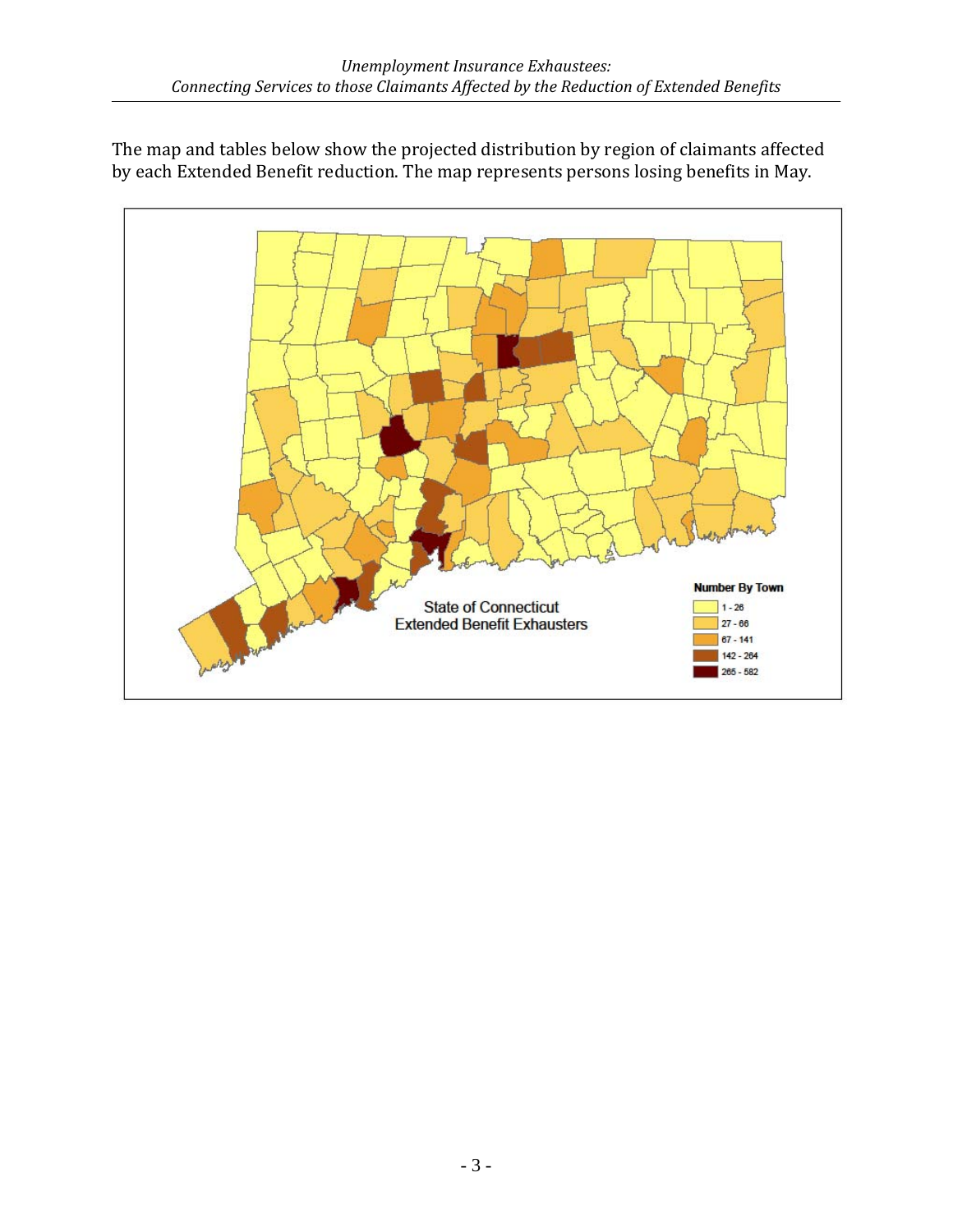The map and tables below show the projected distribution by region of claimants affected by each Extended Benefit reduction. The map represents persons losing benefits in May.

State of Connecticut
Extended Benefit Exhausters

**Number By Town**

- 1 - 26
- 27 - 66
- 67 - 141
- 142 - 264
- 265 - 582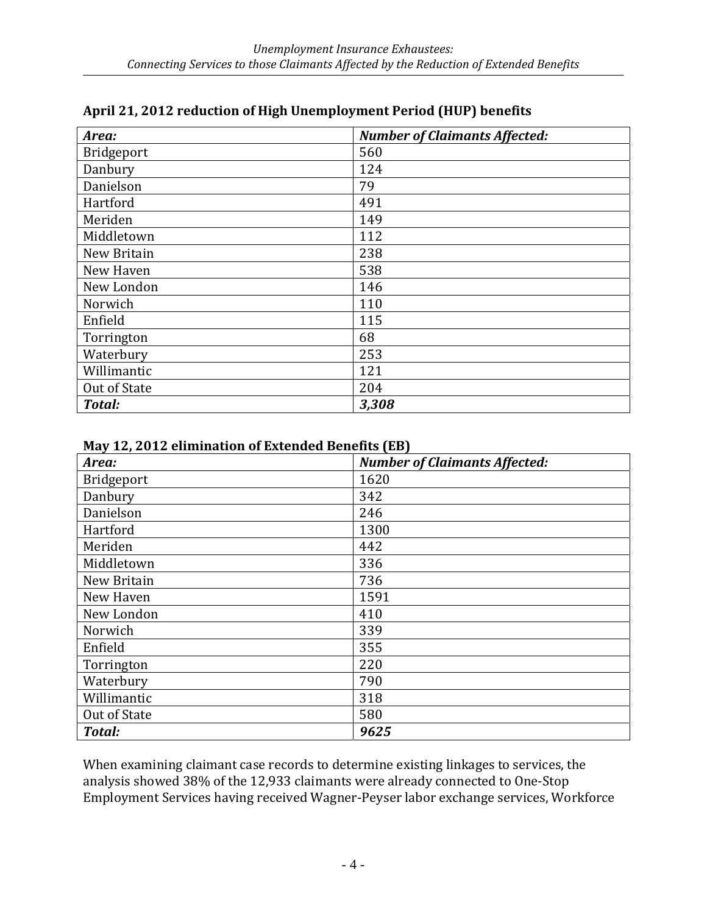**April 21, 2012 reduction of High Unemployment Period (HUP) benefits**

| *Area:* | *Number of Claimants Affected:* |
|---|---|
| Bridgeport | 560 |
| Danbury | 124 |
| Danielson | 79 |
| Hartford | 491 |
| Meriden | 149 |
| Middletown | 112 |
| New Britain | 238 |
| New Haven | 538 |
| New London | 146 |
| Norwich | 110 |
| Enfield | 115 |
| Torrington | 68 |
| Waterbury | 253 |
| Willimantic | 121 |
| Out of State | 204 |
| ***Total:*** | ***3,308*** |

**May 12, 2012 elimination of Extended Benefits (EB)**

| *Area:* | *Number of Claimants Affected:* |
|---|---|
| Bridgeport | 1620 |
| Danbury | 342 |
| Danielson | 246 |
| Hartford | 1300 |
| Meriden | 442 |
| Middletown | 336 |
| New Britain | 736 |
| New Haven | 1591 |
| New London | 410 |
| Norwich | 339 |
| Enfield | 355 |
| Torrington | 220 |
| Waterbury | 790 |
| Willimantic | 318 |
| Out of State | 580 |
| ***Total:*** | ***9625*** |

When examining claimant case records to determine existing linkages to services, the analysis showed 38% of the 12,933 claimants were already connected to One-Stop Employment Services having received Wagner-Peyser labor exchange services, Workforce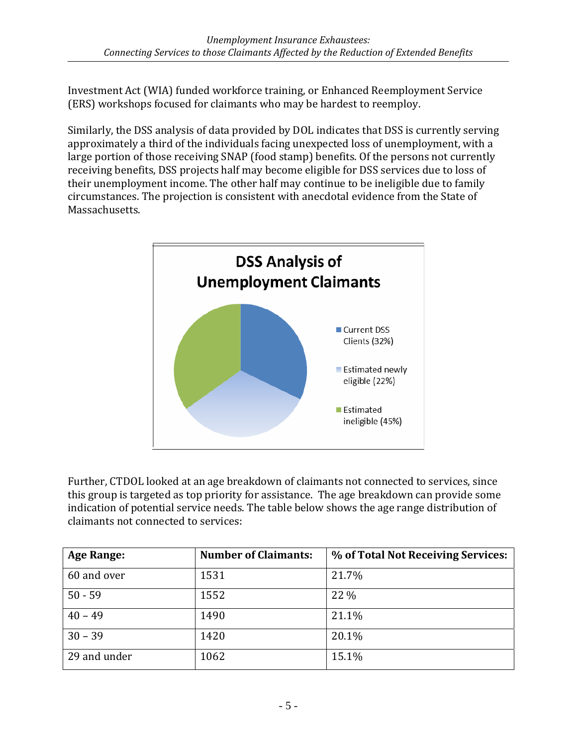Investment Act (WIA) funded workforce training, or Enhanced Reemployment Service (ERS) workshops focused for claimants who may be hardest to reemploy.

Similarly, the DSS analysis of data provided by DOL indicates that DSS is currently serving approximately a third of the individuals facing unexpected loss of unemployment, with a large portion of those receiving SNAP (food stamp) benefits. Of the persons not currently receiving benefits, DSS projects half may become eligible for DSS services due to loss of their unemployment income. The other half may continue to be ineligible due to family circumstances. The projection is consistent with anecdotal evidence from the State of Massachusetts.

**DSS Analysis of Unemployment Claimants**

- Current DSS Clients (32%)
- Estimated newly eligible (22%)
- Estimated ineligible (45%)

Further, CTDOL looked at an age breakdown of claimants not connected to services, since this group is targeted as top priority for assistance. The age breakdown can provide some indication of potential service needs. The table below shows the age range distribution of claimants not connected to services:

| Age Range: | Number of Claimants: | % of Total Not Receiving Services: |
|---|---|---|
| 60 and over | 1531 | 21.7% |
| 50 - 59 | 1552 | 22 % |
| 40 – 49 | 1490 | 21.1% |
| 30 – 39 | 1420 | 20.1% |
| 29 and under | 1062 | 15.1% |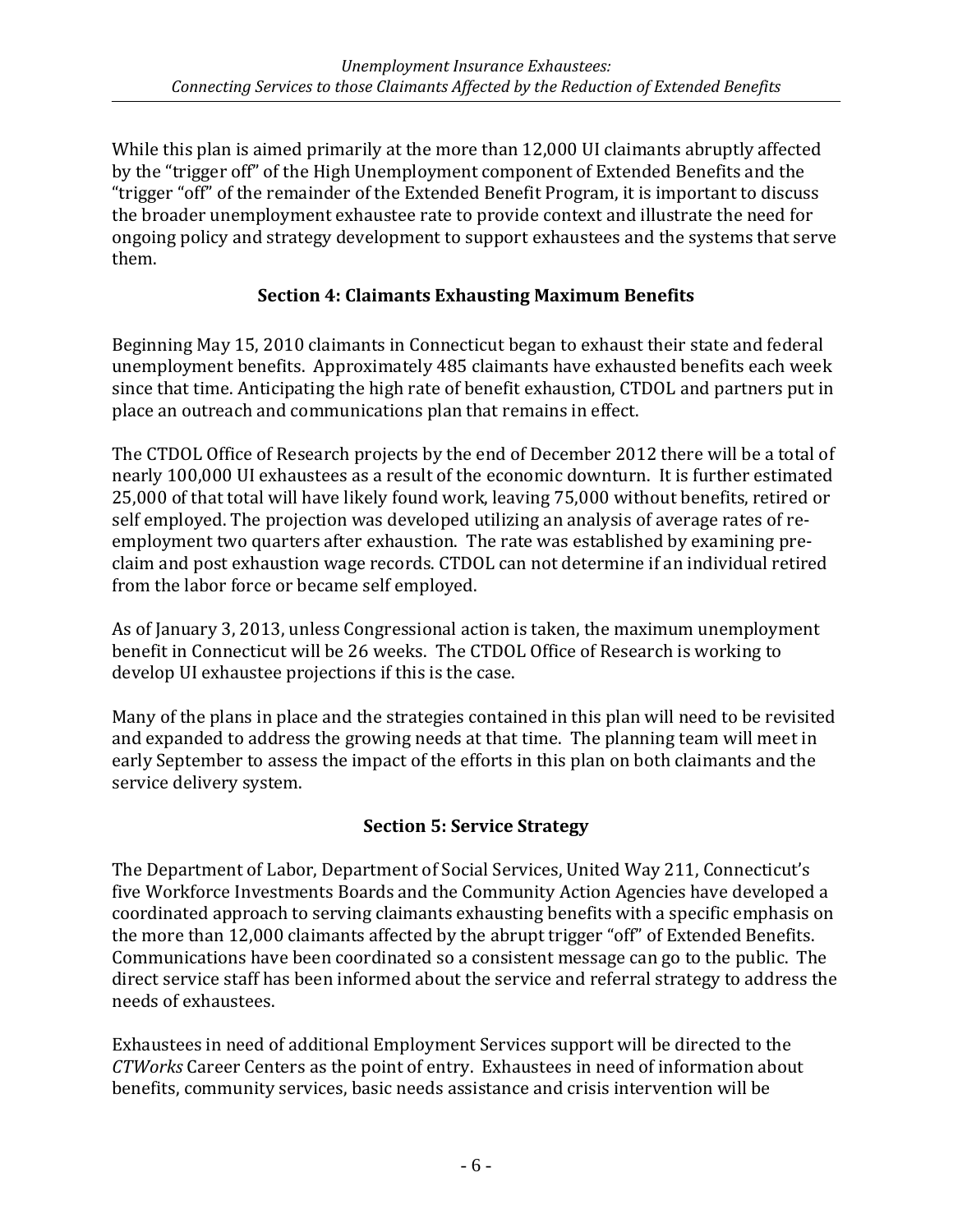While this plan is aimed primarily at the more than 12,000 UI claimants abruptly affected by the "trigger off" of the High Unemployment component of Extended Benefits and the "trigger "off" of the remainder of the Extended Benefit Program, it is important to discuss the broader unemployment exhaustee rate to provide context and illustrate the need for ongoing policy and strategy development to support exhaustees and the systems that serve them.

## Section 4: Claimants Exhausting Maximum Benefits

Beginning May 15, 2010 claimants in Connecticut began to exhaust their state and federal unemployment benefits. Approximately 485 claimants have exhausted benefits each week since that time. Anticipating the high rate of benefit exhaustion, CTDOL and partners put in place an outreach and communications plan that remains in effect.

The CTDOL Office of Research projects by the end of December 2012 there will be a total of nearly 100,000 UI exhaustees as a result of the economic downturn. It is further estimated 25,000 of that total will have likely found work, leaving 75,000 without benefits, retired or self employed. The projection was developed utilizing an analysis of average rates of re-employment two quarters after exhaustion. The rate was established by examining pre-claim and post exhaustion wage records. CTDOL can not determine if an individual retired from the labor force or became self employed.

As of January 3, 2013, unless Congressional action is taken, the maximum unemployment benefit in Connecticut will be 26 weeks. The CTDOL Office of Research is working to develop UI exhaustee projections if this is the case.

Many of the plans in place and the strategies contained in this plan will need to be revisited and expanded to address the growing needs at that time. The planning team will meet in early September to assess the impact of the efforts in this plan on both claimants and the service delivery system.

## Section 5: Service Strategy

The Department of Labor, Department of Social Services, United Way 211, Connecticut's five Workforce Investments Boards and the Community Action Agencies have developed a coordinated approach to serving claimants exhausting benefits with a specific emphasis on the more than 12,000 claimants affected by the abrupt trigger "off" of Extended Benefits. Communications have been coordinated so a consistent message can go to the public. The direct service staff has been informed about the service and referral strategy to address the needs of exhaustees.

Exhaustees in need of additional Employment Services support will be directed to the *CTWorks* Career Centers as the point of entry. Exhaustees in need of information about benefits, community services, basic needs assistance and crisis intervention will be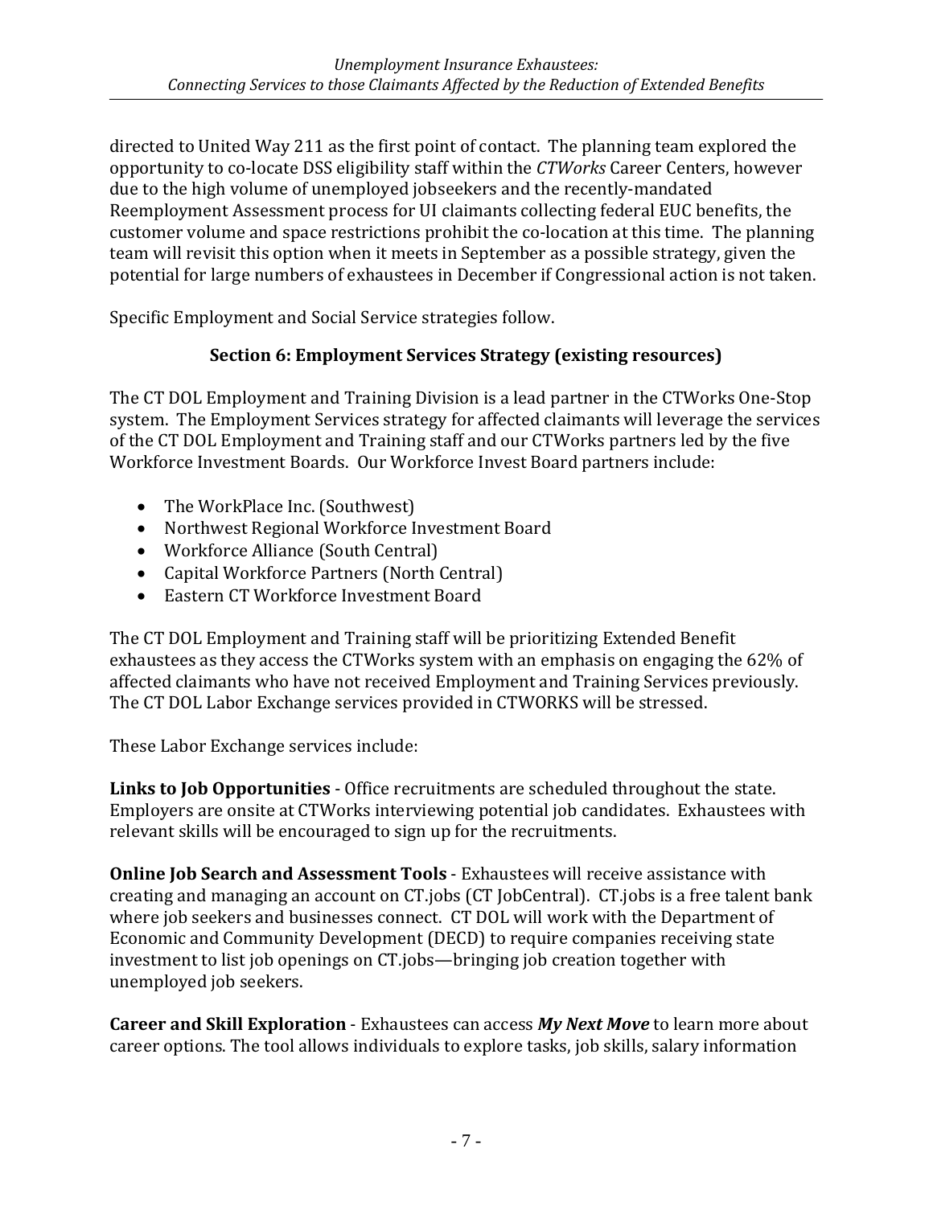directed to United Way 211 as the first point of contact. The planning team explored the opportunity to co-locate DSS eligibility staff within the *CTWorks* Career Centers, however due to the high volume of unemployed jobseekers and the recently-mandated Reemployment Assessment process for UI claimants collecting federal EUC benefits, the customer volume and space restrictions prohibit the co-location at this time. The planning team will revisit this option when it meets in September as a possible strategy, given the potential for large numbers of exhaustees in December if Congressional action is not taken.

Specific Employment and Social Service strategies follow.

## Section 6: Employment Services Strategy (existing resources)

The CT DOL Employment and Training Division is a lead partner in the CTWorks One-Stop system. The Employment Services strategy for affected claimants will leverage the services of the CT DOL Employment and Training staff and our CTWorks partners led by the five Workforce Investment Boards. Our Workforce Invest Board partners include:

- The WorkPlace Inc. (Southwest)
- Northwest Regional Workforce Investment Board
- Workforce Alliance (South Central)
- Capital Workforce Partners (North Central)
- Eastern CT Workforce Investment Board

The CT DOL Employment and Training staff will be prioritizing Extended Benefit exhaustees as they access the CTWorks system with an emphasis on engaging the 62% of affected claimants who have not received Employment and Training Services previously. The CT DOL Labor Exchange services provided in CTWORKS will be stressed.

These Labor Exchange services include:

**Links to Job Opportunities** - Office recruitments are scheduled throughout the state. Employers are onsite at CTWorks interviewing potential job candidates. Exhaustees with relevant skills will be encouraged to sign up for the recruitments.

**Online Job Search and Assessment Tools** - Exhaustees will receive assistance with creating and managing an account on CT.jobs (CT JobCentral). CT.jobs is a free talent bank where job seekers and businesses connect. CT DOL will work with the Department of Economic and Community Development (DECD) to require companies receiving state investment to list job openings on CT.jobs—bringing job creation together with unemployed job seekers.

**Career and Skill Exploration** - Exhaustees can access ***My Next Move*** to learn more about career options. The tool allows individuals to explore tasks, job skills, salary information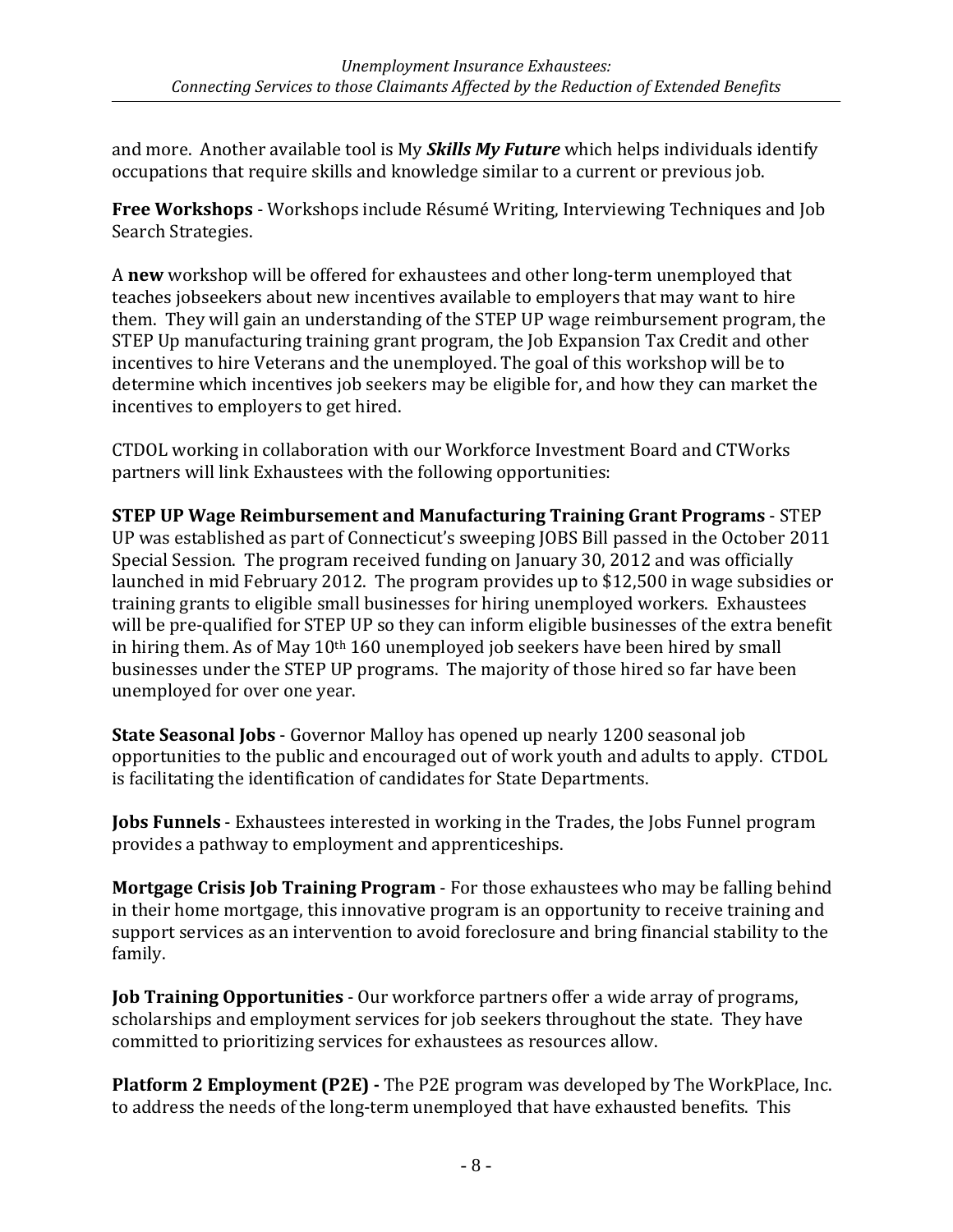and more. Another available tool is My ***Skills My Future*** which helps individuals identify occupations that require skills and knowledge similar to a current or previous job.

**Free Workshops** - Workshops include Résumé Writing, Interviewing Techniques and Job Search Strategies.

A **new** workshop will be offered for exhaustees and other long-term unemployed that teaches jobseekers about new incentives available to employers that may want to hire them. They will gain an understanding of the STEP UP wage reimbursement program, the STEP Up manufacturing training grant program, the Job Expansion Tax Credit and other incentives to hire Veterans and the unemployed. The goal of this workshop will be to determine which incentives job seekers may be eligible for, and how they can market the incentives to employers to get hired.

CTDOL working in collaboration with our Workforce Investment Board and CTWorks partners will link Exhaustees with the following opportunities:

**STEP UP Wage Reimbursement and Manufacturing Training Grant Programs** - STEP UP was established as part of Connecticut's sweeping JOBS Bill passed in the October 2011 Special Session. The program received funding on January 30, 2012 and was officially launched in mid February 2012. The program provides up to $12,500 in wage subsidies or training grants to eligible small businesses for hiring unemployed workers. Exhaustees will be pre-qualified for STEP UP so they can inform eligible businesses of the extra benefit in hiring them. As of May 10th 160 unemployed job seekers have been hired by small businesses under the STEP UP programs. The majority of those hired so far have been unemployed for over one year.

**State Seasonal Jobs** - Governor Malloy has opened up nearly 1200 seasonal job opportunities to the public and encouraged out of work youth and adults to apply. CTDOL is facilitating the identification of candidates for State Departments.

**Jobs Funnels** - Exhaustees interested in working in the Trades, the Jobs Funnel program provides a pathway to employment and apprenticeships.

**Mortgage Crisis Job Training Program** - For those exhaustees who may be falling behind in their home mortgage, this innovative program is an opportunity to receive training and support services as an intervention to avoid foreclosure and bring financial stability to the family.

**Job Training Opportunities** - Our workforce partners offer a wide array of programs, scholarships and employment services for job seekers throughout the state. They have committed to prioritizing services for exhaustees as resources allow.

**Platform 2 Employment (P2E) -** The P2E program was developed by The WorkPlace, Inc. to address the needs of the long-term unemployed that have exhausted benefits. This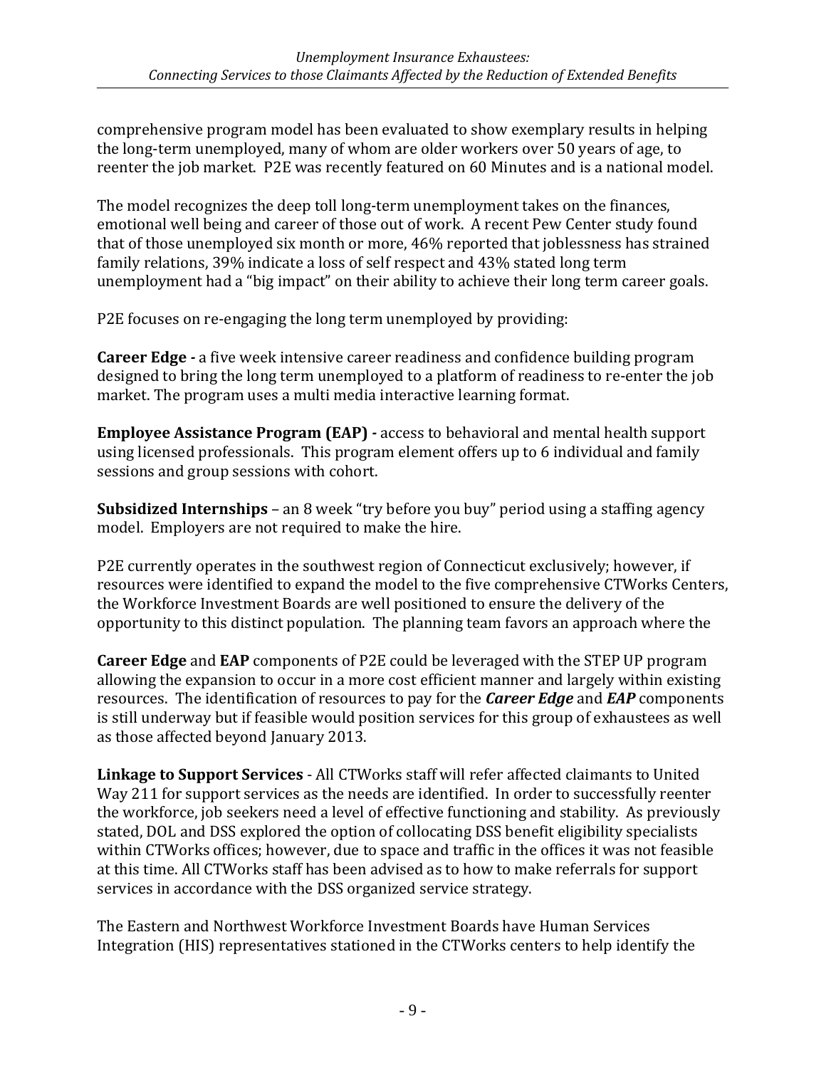comprehensive program model has been evaluated to show exemplary results in helping the long-term unemployed, many of whom are older workers over 50 years of age, to reenter the job market. P2E was recently featured on 60 Minutes and is a national model.

The model recognizes the deep toll long-term unemployment takes on the finances, emotional well being and career of those out of work. A recent Pew Center study found that of those unemployed six month or more, 46% reported that joblessness has strained family relations, 39% indicate a loss of self respect and 43% stated long term unemployment had a "big impact" on their ability to achieve their long term career goals.

P2E focuses on re-engaging the long term unemployed by providing:

**Career Edge -** a five week intensive career readiness and confidence building program designed to bring the long term unemployed to a platform of readiness to re-enter the job market. The program uses a multi media interactive learning format.

**Employee Assistance Program (EAP) -** access to behavioral and mental health support using licensed professionals. This program element offers up to 6 individual and family sessions and group sessions with cohort.

**Subsidized Internships** – an 8 week "try before you buy" period using a staffing agency model. Employers are not required to make the hire.

P2E currently operates in the southwest region of Connecticut exclusively; however, if resources were identified to expand the model to the five comprehensive CTWorks Centers, the Workforce Investment Boards are well positioned to ensure the delivery of the opportunity to this distinct population. The planning team favors an approach where the

**Career Edge** and **EAP** components of P2E could be leveraged with the STEP UP program allowing the expansion to occur in a more cost efficient manner and largely within existing resources. The identification of resources to pay for the ***Career Edge*** and ***EAP*** components is still underway but if feasible would position services for this group of exhaustees as well as those affected beyond January 2013.

**Linkage to Support Services** - All CTWorks staff will refer affected claimants to United Way 211 for support services as the needs are identified. In order to successfully reenter the workforce, job seekers need a level of effective functioning and stability. As previously stated, DOL and DSS explored the option of collocating DSS benefit eligibility specialists within CTWorks offices; however, due to space and traffic in the offices it was not feasible at this time. All CTWorks staff has been advised as to how to make referrals for support services in accordance with the DSS organized service strategy.

The Eastern and Northwest Workforce Investment Boards have Human Services Integration (HIS) representatives stationed in the CTWorks centers to help identify the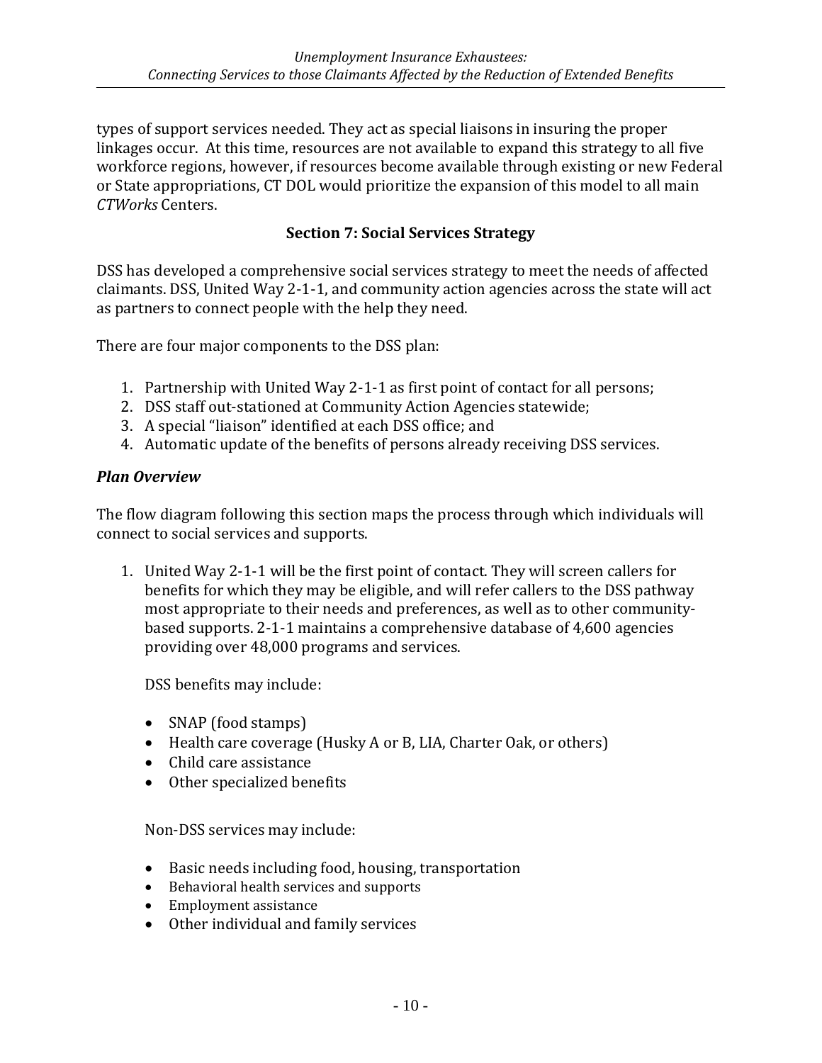types of support services needed. They act as special liaisons in insuring the proper linkages occur. At this time, resources are not available to expand this strategy to all five workforce regions, however, if resources become available through existing or new Federal or State appropriations, CT DOL would prioritize the expansion of this model to all main *CTWorks* Centers.

## Section 7: Social Services Strategy

DSS has developed a comprehensive social services strategy to meet the needs of affected claimants. DSS, United Way 2-1-1, and community action agencies across the state will act as partners to connect people with the help they need.

There are four major components to the DSS plan:

1. Partnership with United Way 2-1-1 as first point of contact for all persons;
2. DSS staff out-stationed at Community Action Agencies statewide;
3. A special "liaison" identified at each DSS office; and
4. Automatic update of the benefits of persons already receiving DSS services.

### *Plan Overview*

The flow diagram following this section maps the process through which individuals will connect to social services and supports.

1. United Way 2-1-1 will be the first point of contact. They will screen callers for benefits for which they may be eligible, and will refer callers to the DSS pathway most appropriate to their needs and preferences, as well as to other community-based supports. 2-1-1 maintains a comprehensive database of 4,600 agencies providing over 48,000 programs and services.

   DSS benefits may include:

   - SNAP (food stamps)
   - Health care coverage (Husky A or B, LIA, Charter Oak, or others)
   - Child care assistance
   - Other specialized benefits

   Non-DSS services may include:

   - Basic needs including food, housing, transportation
   - Behavioral health services and supports
   - Employment assistance
   - Other individual and family services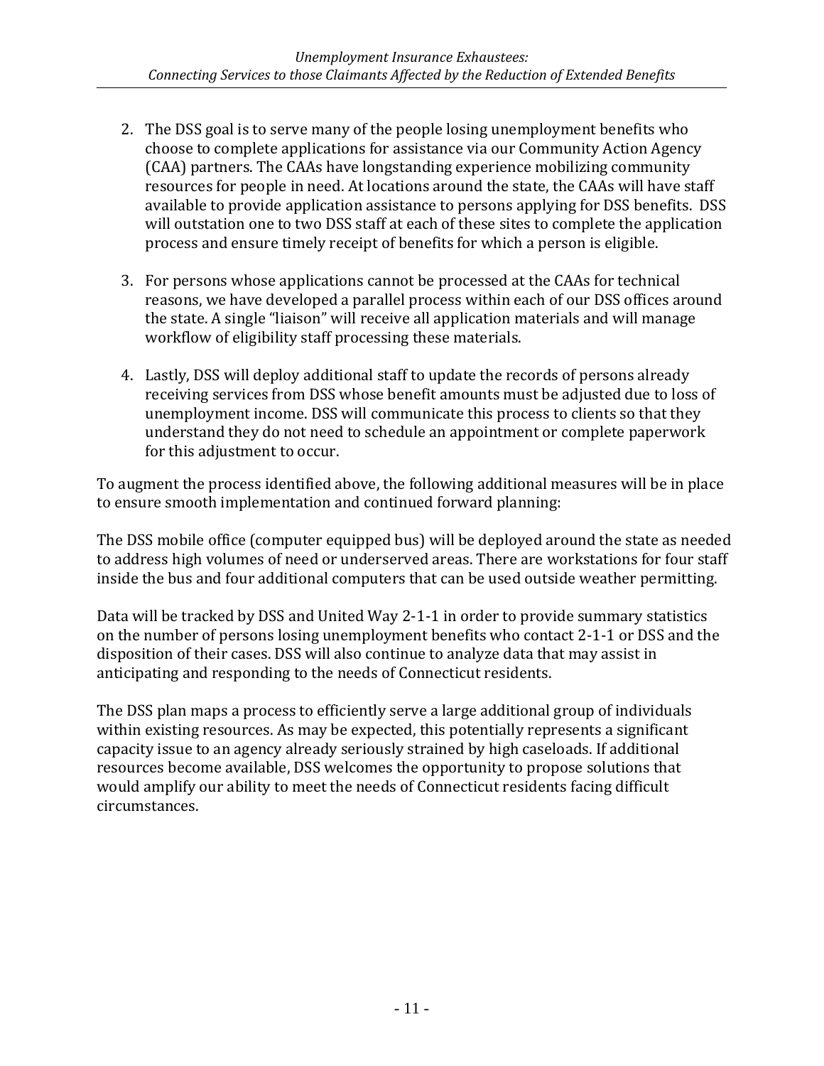2. The DSS goal is to serve many of the people losing unemployment benefits who choose to complete applications for assistance via our Community Action Agency (CAA) partners. The CAAs have longstanding experience mobilizing community resources for people in need. At locations around the state, the CAAs will have staff available to provide application assistance to persons applying for DSS benefits. DSS will outstation one to two DSS staff at each of these sites to complete the application process and ensure timely receipt of benefits for which a person is eligible.

3. For persons whose applications cannot be processed at the CAAs for technical reasons, we have developed a parallel process within each of our DSS offices around the state. A single "liaison" will receive all application materials and will manage workflow of eligibility staff processing these materials.

4. Lastly, DSS will deploy additional staff to update the records of persons already receiving services from DSS whose benefit amounts must be adjusted due to loss of unemployment income. DSS will communicate this process to clients so that they understand they do not need to schedule an appointment or complete paperwork for this adjustment to occur.

To augment the process identified above, the following additional measures will be in place to ensure smooth implementation and continued forward planning:

The DSS mobile office (computer equipped bus) will be deployed around the state as needed to address high volumes of need or underserved areas. There are workstations for four staff inside the bus and four additional computers that can be used outside weather permitting.

Data will be tracked by DSS and United Way 2-1-1 in order to provide summary statistics on the number of persons losing unemployment benefits who contact 2-1-1 or DSS and the disposition of their cases. DSS will also continue to analyze data that may assist in anticipating and responding to the needs of Connecticut residents.

The DSS plan maps a process to efficiently serve a large additional group of individuals within existing resources. As may be expected, this potentially represents a significant capacity issue to an agency already seriously strained by high caseloads. If additional resources become available, DSS welcomes the opportunity to propose solutions that would amplify our ability to meet the needs of Connecticut residents facing difficult circumstances.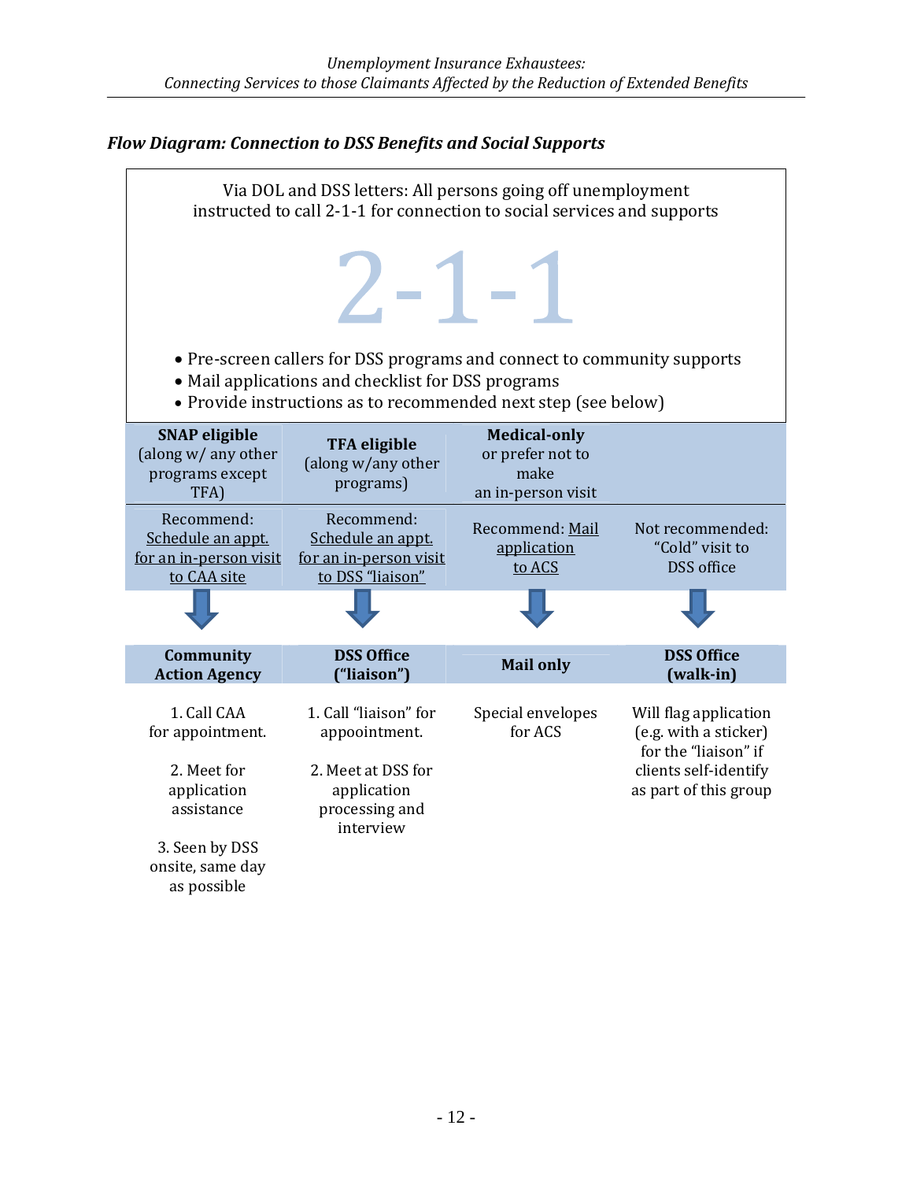### *Flow Diagram: Connection to DSS Benefits and Social Supports*

Via DOL and DSS letters: All persons going off unemployment instructed to call 2-1-1 for connection to social services and supports

2-1-1

- Pre-screen callers for DSS programs and connect to community supports
- Mail applications and checklist for DSS programs
- Provide instructions as to recommended next step (see below)

| **SNAP eligible** (along w/ any other programs except TFA) | **TFA eligible** (along w/any other programs) | **Medical-only** or prefer not to make an in-person visit | |
|---|---|---|---|
| Recommend: Schedule an appt. for an in-person visit to CAA site | Recommend: Schedule an appt. for an in-person visit to DSS "liaison" | Recommend: Mail application to ACS | Not recommended: "Cold" visit to DSS office |
| ↓ | ↓ | ↓ | ↓ |
| **Community Action Agency** | **DSS Office ("liaison")** | **Mail only** | **DSS Office (walk-in)** |
| 1. Call CAA for appointment.<br><br>2. Meet for application assistance<br><br>3. Seen by DSS onsite, same day as possible | 1. Call "liaison" for appoointment.<br><br>2. Meet at DSS for application processing and interview | Special envelopes for ACS | Will flag application (e.g. with a sticker) for the "liaison" if clients self-identify as part of this group |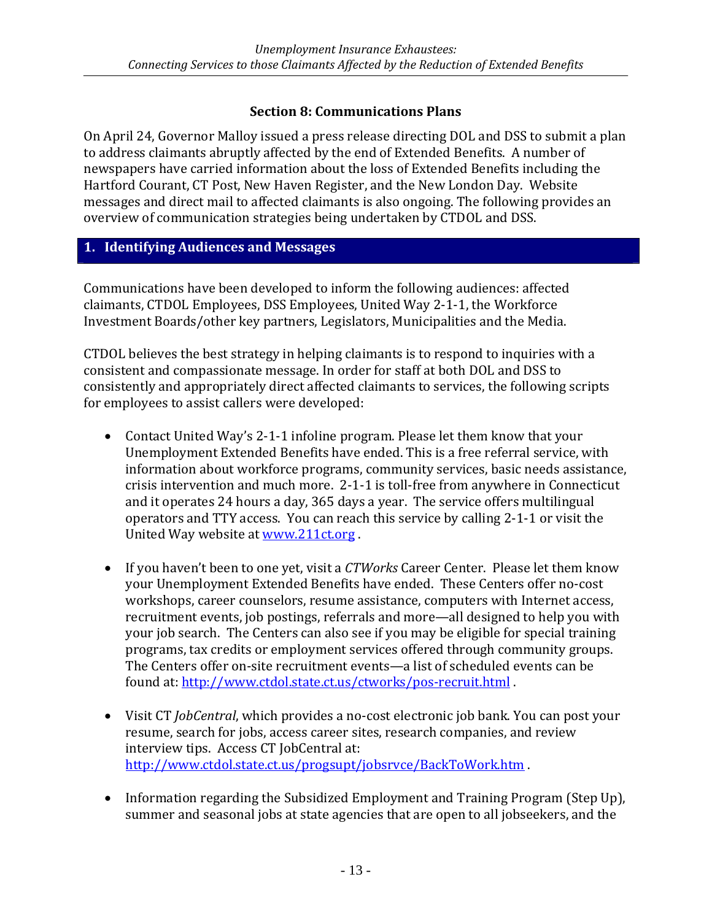## Section 8: Communications Plans

On April 24, Governor Malloy issued a press release directing DOL and DSS to submit a plan to address claimants abruptly affected by the end of Extended Benefits. A number of newspapers have carried information about the loss of Extended Benefits including the Hartford Courant, CT Post, New Haven Register, and the New London Day. Website messages and direct mail to affected claimants is also ongoing. The following provides an overview of communication strategies being undertaken by CTDOL and DSS.

### 1. Identifying Audiences and Messages

Communications have been developed to inform the following audiences: affected claimants, CTDOL Employees, DSS Employees, United Way 2-1-1, the Workforce Investment Boards/other key partners, Legislators, Municipalities and the Media.

CTDOL believes the best strategy in helping claimants is to respond to inquiries with a consistent and compassionate message. In order for staff at both DOL and DSS to consistently and appropriately direct affected claimants to services, the following scripts for employees to assist callers were developed:

- Contact United Way's 2-1-1 infoline program. Please let them know that your Unemployment Extended Benefits have ended. This is a free referral service, with information about workforce programs, community services, basic needs assistance, crisis intervention and much more. 2-1-1 is toll-free from anywhere in Connecticut and it operates 24 hours a day, 365 days a year. The service offers multilingual operators and TTY access. You can reach this service by calling 2-1-1 or visit the United Way website at www.211ct.org .

- If you haven't been to one yet, visit a *CTWorks* Career Center. Please let them know your Unemployment Extended Benefits have ended. These Centers offer no-cost workshops, career counselors, resume assistance, computers with Internet access, recruitment events, job postings, referrals and more—all designed to help you with your job search. The Centers can also see if you may be eligible for special training programs, tax credits or employment services offered through community groups. The Centers offer on-site recruitment events—a list of scheduled events can be found at: http://www.ctdol.state.ct.us/ctworks/pos-recruit.html .

- Visit CT *JobCentral*, which provides a no-cost electronic job bank. You can post your resume, search for jobs, access career sites, research companies, and review interview tips. Access CT JobCentral at: http://www.ctdol.state.ct.us/progsupt/jobsrvce/BackToWork.htm .

- Information regarding the Subsidized Employment and Training Program (Step Up), summer and seasonal jobs at state agencies that are open to all jobseekers, and the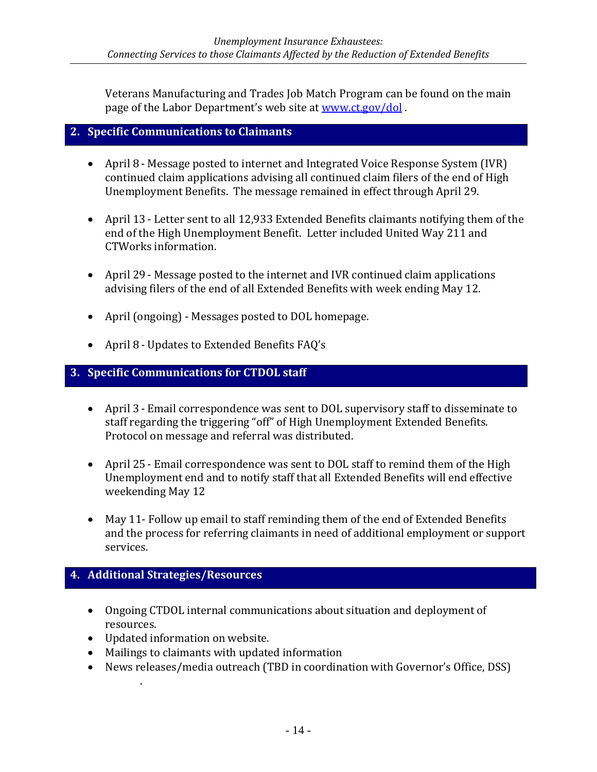Veterans Manufacturing and Trades Job Match Program can be found on the main page of the Labor Department's web site at [www.ct.gov/dol](http://www.ct.gov/dol) .

## 2. Specific Communications to Claimants

- April 8 - Message posted to internet and Integrated Voice Response System (IVR) continued claim applications advising all continued claim filers of the end of High Unemployment Benefits. The message remained in effect through April 29.

- April 13 - Letter sent to all 12,933 Extended Benefits claimants notifying them of the end of the High Unemployment Benefit. Letter included United Way 211 and CTWorks information.

- April 29 - Message posted to the internet and IVR continued claim applications advising filers of the end of all Extended Benefits with week ending May 12.

- April (ongoing) - Messages posted to DOL homepage.

- April 8 - Updates to Extended Benefits FAQ's

## 3. Specific Communications for CTDOL staff

- April 3 - Email correspondence was sent to DOL supervisory staff to disseminate to staff regarding the triggering "off" of High Unemployment Extended Benefits. Protocol on message and referral was distributed.

- April 25 - Email correspondence was sent to DOL staff to remind them of the High Unemployment end and to notify staff that all Extended Benefits will end effective weekending May 12

- May 11- Follow up email to staff reminding them of the end of Extended Benefits and the process for referring claimants in need of additional employment or support services.

## 4. Additional Strategies/Resources

- Ongoing CTDOL internal communications about situation and deployment of resources.
- Updated information on website.
- Mailings to claimants with updated information
- News releases/media outreach (TBD in coordination with Governor's Office, DSS)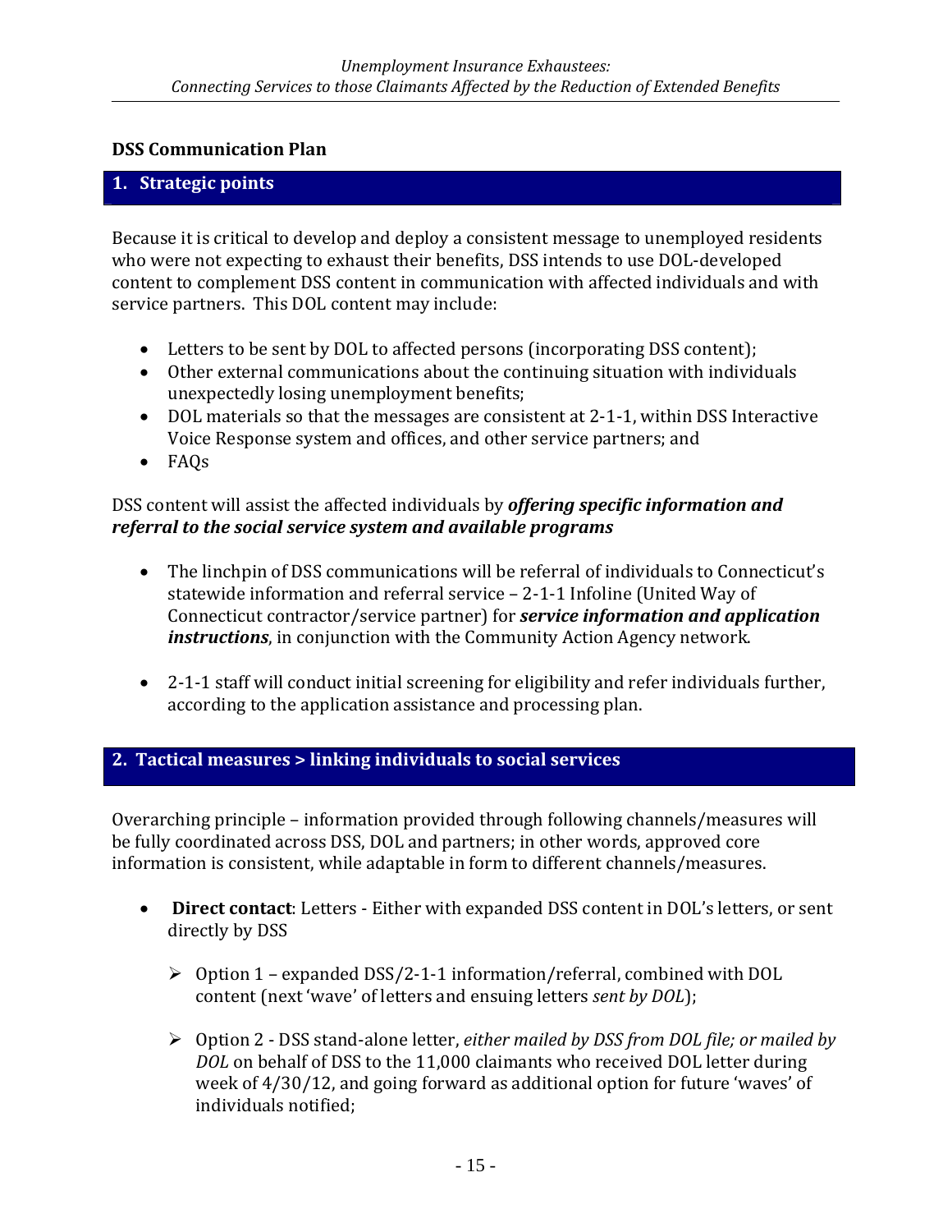**DSS Communication Plan**

## 1. Strategic points

Because it is critical to develop and deploy a consistent message to unemployed residents who were not expecting to exhaust their benefits, DSS intends to use DOL-developed content to complement DSS content in communication with affected individuals and with service partners. This DOL content may include:

- Letters to be sent by DOL to affected persons (incorporating DSS content);
- Other external communications about the continuing situation with individuals unexpectedly losing unemployment benefits;
- DOL materials so that the messages are consistent at 2-1-1, within DSS Interactive Voice Response system and offices, and other service partners; and
- FAQs

DSS content will assist the affected individuals by ***offering specific information and referral to the social service system and available programs***

- The linchpin of DSS communications will be referral of individuals to Connecticut's statewide information and referral service – 2-1-1 Infoline (United Way of Connecticut contractor/service partner) for ***service information and application instructions***, in conjunction with the Community Action Agency network.

- 2-1-1 staff will conduct initial screening for eligibility and refer individuals further, according to the application assistance and processing plan.

## 2. Tactical measures > linking individuals to social services

Overarching principle – information provided through following channels/measures will be fully coordinated across DSS, DOL and partners; in other words, approved core information is consistent, while adaptable in form to different channels/measures.

- **Direct contact**: Letters - Either with expanded DSS content in DOL's letters, or sent directly by DSS

  - Option 1 – expanded DSS/2-1-1 information/referral, combined with DOL content (next 'wave' of letters and ensuing letters *sent by DOL*);

  - Option 2 - DSS stand-alone letter, *either mailed by DSS from DOL file; or mailed by DOL* on behalf of DSS to the 11,000 claimants who received DOL letter during week of 4/30/12, and going forward as additional option for future 'waves' of individuals notified;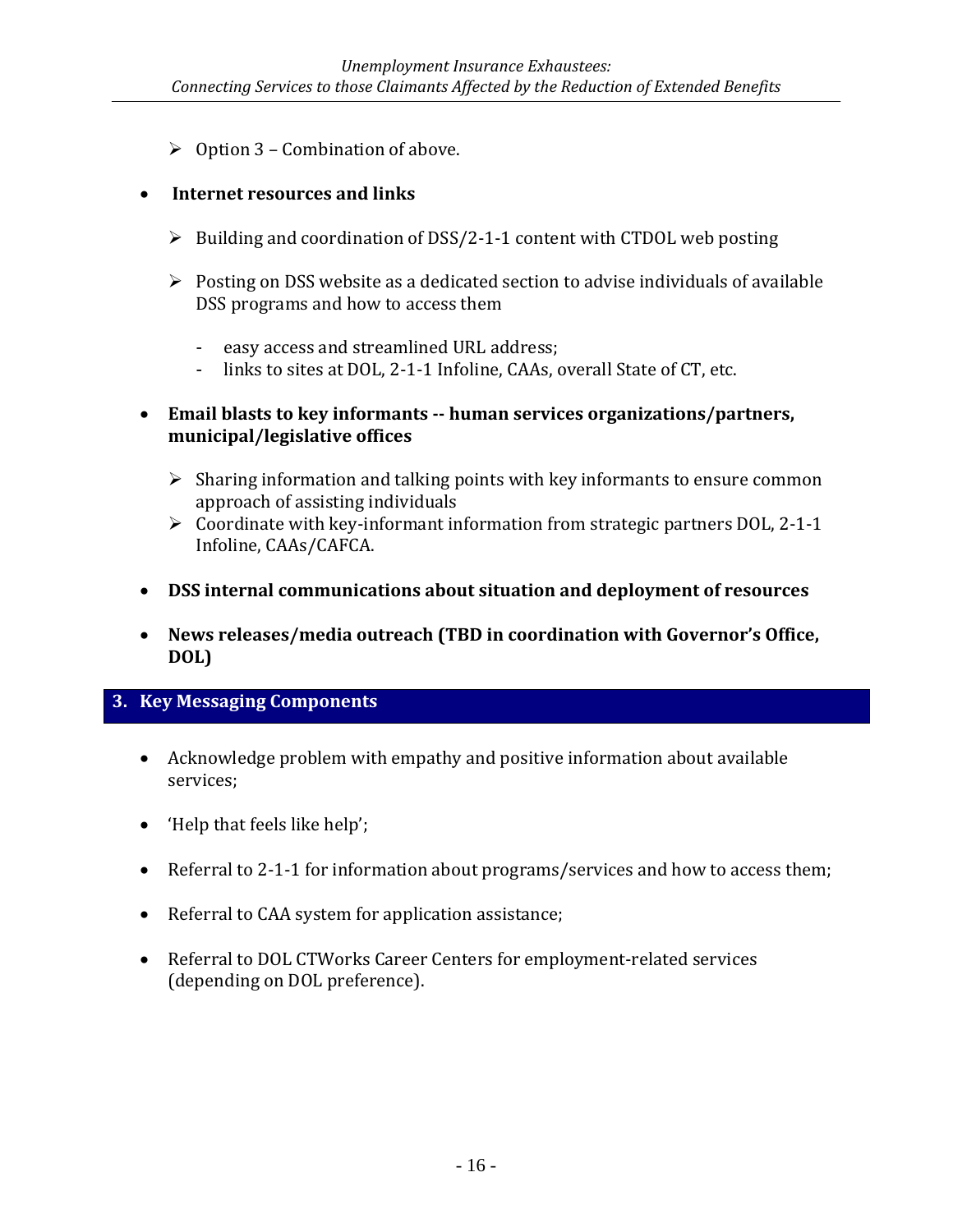- Option 3 – Combination of above.

- **Internet resources and links**

  - Building and coordination of DSS/2-1-1 content with CTDOL web posting

  - Posting on DSS website as a dedicated section to advise individuals of available DSS programs and how to access them

    - easy access and streamlined URL address;
    - links to sites at DOL, 2-1-1 Infoline, CAAs, overall State of CT, etc.

- **Email blasts to key informants -- human services organizations/partners, municipal/legislative offices**

  - Sharing information and talking points with key informants to ensure common approach of assisting individuals
  - Coordinate with key-informant information from strategic partners DOL, 2-1-1 Infoline, CAAs/CAFCA.

- **DSS internal communications about situation and deployment of resources**

- **News releases/media outreach (TBD in coordination with Governor's Office, DOL)**

## 3. Key Messaging Components

- Acknowledge problem with empathy and positive information about available services;

- 'Help that feels like help';

- Referral to 2-1-1 for information about programs/services and how to access them;

- Referral to CAA system for application assistance;

- Referral to DOL CTWorks Career Centers for employment-related services (depending on DOL preference).